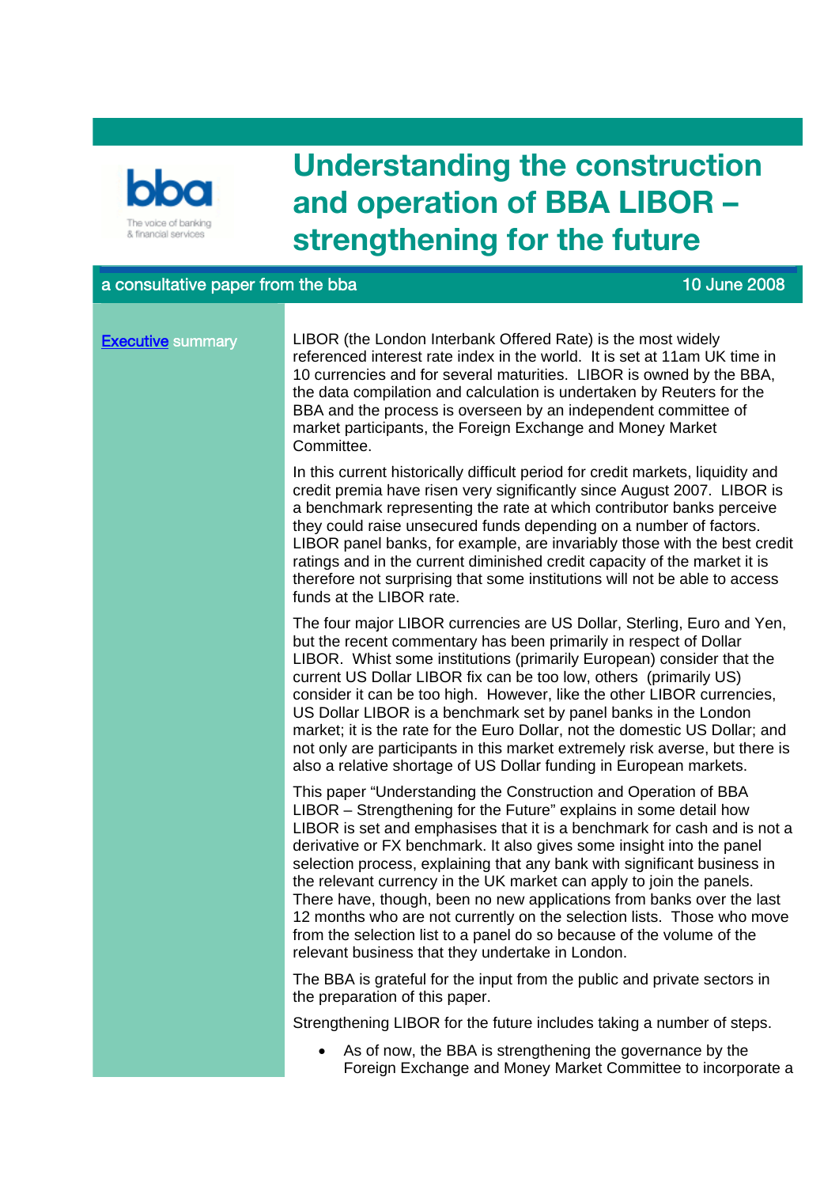bba

The voice of banking & financial services

# Understanding the construction and operation of BBA LIBOR – strengthening for the future

a consultative paper from the bba — 10 June 2008

## Executive summary

LIBOR (the London Interbank Offered Rate) is the most widely referenced interest rate index in the world. It is set at 11am UK time in 10 currencies and for several maturities. LIBOR is owned by the BBA, the data compilation and calculation is undertaken by Reuters for the BBA and the process is overseen by an independent committee of market participants, the Foreign Exchange and Money Market Committee.

In this current historically difficult period for credit markets, liquidity and credit premia have risen very significantly since August 2007. LIBOR is a benchmark representing the rate at which contributor banks perceive they could raise unsecured funds depending on a number of factors. LIBOR panel banks, for example, are invariably those with the best credit ratings and in the current diminished credit capacity of the market it is therefore not surprising that some institutions will not be able to access funds at the LIBOR rate.

The four major LIBOR currencies are US Dollar, Sterling, Euro and Yen, but the recent commentary has been primarily in respect of Dollar LIBOR. Whilst some institutions (primarily European) consider that the current US Dollar LIBOR fix can be too low, others (primarily US) consider it can be too high. However, like the other LIBOR currencies, US Dollar LIBOR is a benchmark set by panel banks in the London market; it is the rate for the Euro Dollar, not the domestic US Dollar; and not only are participants in this market extremely risk averse, but there is also a relative shortage of US Dollar funding in European markets.

This paper "Understanding the Construction and Operation of BBA LIBOR – Strengthening for the Future" explains in some detail how LIBOR is set and emphasises that it is a benchmark for cash and is not a derivative or FX benchmark. It also gives some insight into the panel selection process, explaining that any bank with significant business in the relevant currency in the UK market can apply to join the panels. There have, though, been no new applications from banks over the last 12 months who are not currently on the selection lists. Those who move from the selection list to a panel do so because of the volume of the relevant business that they undertake in London.

The BBA is grateful for the input from the public and private sectors in the preparation of this paper.

Strengthening LIBOR for the future includes taking a number of steps.

- As of now, the BBA is strengthening the governance by the Foreign Exchange and Money Market Committee to incorporate a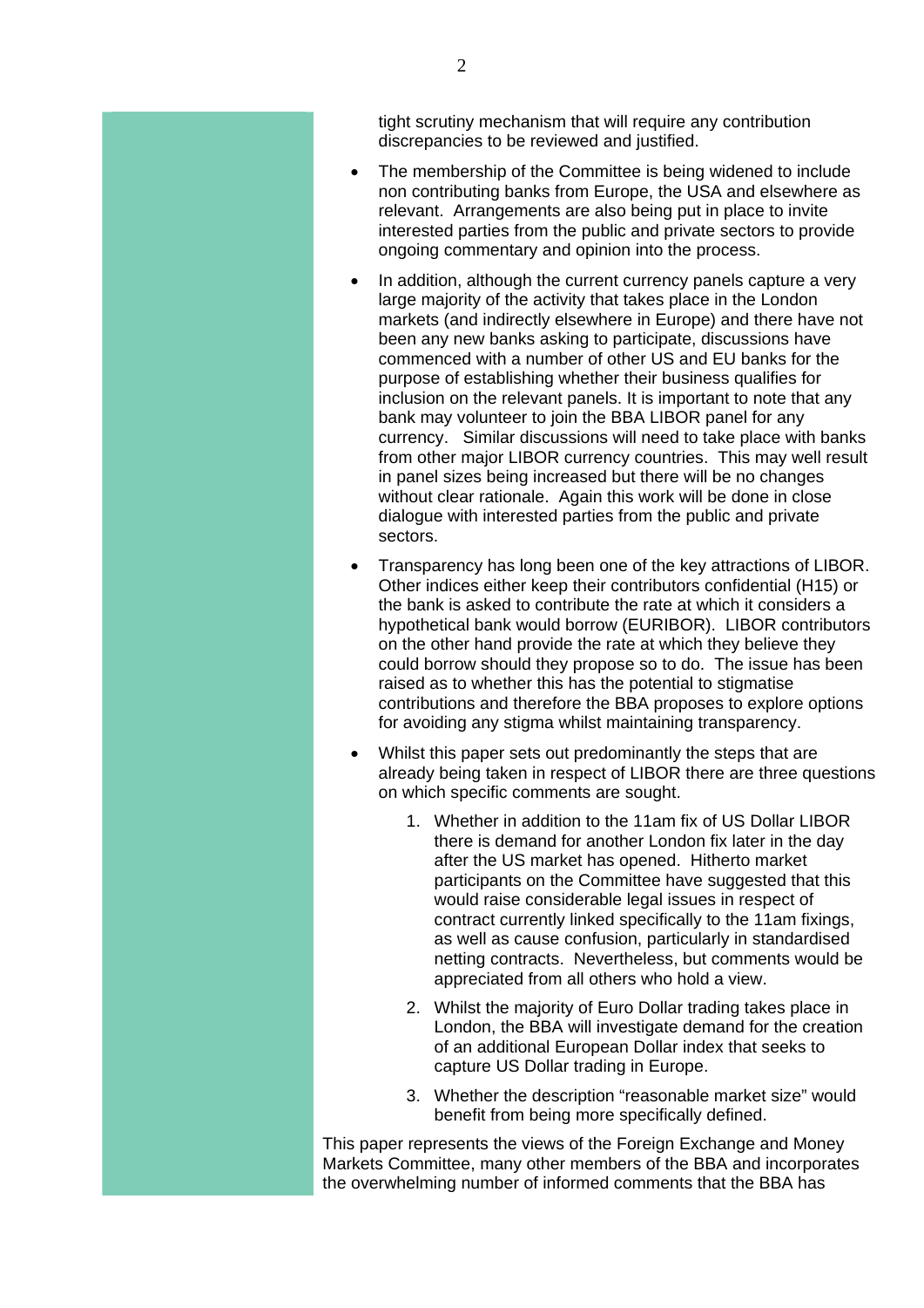tight scrutiny mechanism that will require any contribution discrepancies to be reviewed and justified.

- The membership of the Committee is being widened to include non contributing banks from Europe, the USA and elsewhere as relevant. Arrangements are also being put in place to invite interested parties from the public and private sectors to provide ongoing commentary and opinion into the process.

- In addition, although the current currency panels capture a very large majority of the activity that takes place in the London markets (and indirectly elsewhere in Europe) and there have not been any new banks asking to participate, discussions have commenced with a number of other US and EU banks for the purpose of establishing whether their business qualifies for inclusion on the relevant panels. It is important to note that any bank may volunteer to join the BBA LIBOR panel for any currency. Similar discussions will need to take place with banks from other major LIBOR currency countries. This may well result in panel sizes being increased but there will be no changes without clear rationale. Again this work will be done in close dialogue with interested parties from the public and private sectors.

- Transparency has long been one of the key attractions of LIBOR. Other indices either keep their contributors confidential (H15) or the bank is asked to contribute the rate at which it considers a hypothetical bank would borrow (EURIBOR). LIBOR contributors on the other hand provide the rate at which they believe they could borrow should they propose so to do. The issue has been raised as to whether this has the potential to stigmatise contributions and therefore the BBA proposes to explore options for avoiding any stigma whilst maintaining transparency.

- Whilst this paper sets out predominantly the steps that are already being taken in respect of LIBOR there are three questions on which specific comments are sought.

  1. Whether in addition to the 11am fix of US Dollar LIBOR there is demand for another London fix later in the day after the US market has opened. Hitherto market participants on the Committee have suggested that this would raise considerable legal issues in respect of contract currently linked specifically to the 11am fixings, as well as cause confusion, particularly in standardised netting contracts. Nevertheless, but comments would be appreciated from all others who hold a view.

  2. Whilst the majority of Euro Dollar trading takes place in London, the BBA will investigate demand for the creation of an additional European Dollar index that seeks to capture US Dollar trading in Europe.

  3. Whether the description "reasonable market size" would benefit from being more specifically defined.

This paper represents the views of the Foreign Exchange and Money Markets Committee, many other members of the BBA and incorporates the overwhelming number of informed comments that the BBA has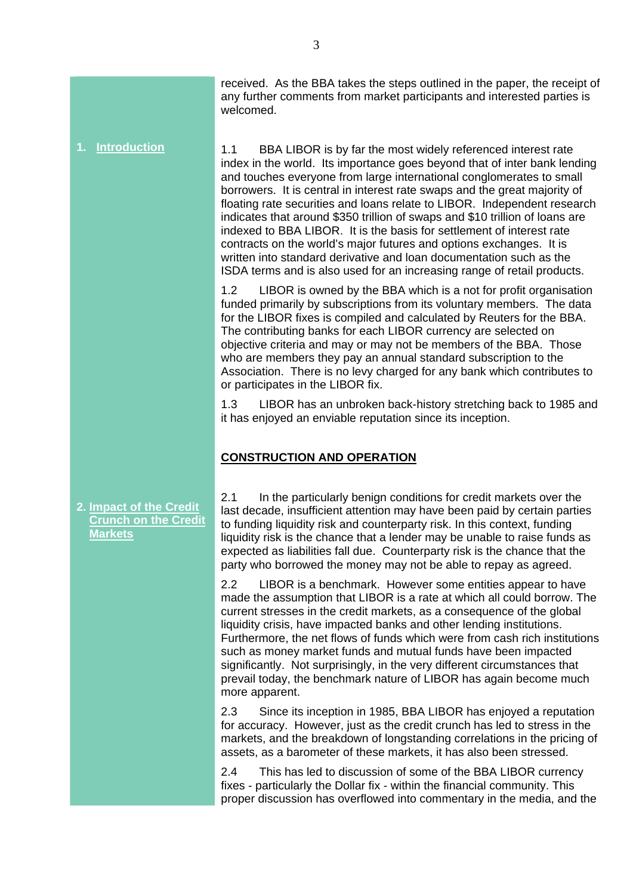received. As the BBA takes the steps outlined in the paper, the receipt of any further comments from market participants and interested parties is welcomed.

## 1. Introduction

1.1 BBA LIBOR is by far the most widely referenced interest rate index in the world. Its importance goes beyond that of inter bank lending and touches everyone from large international conglomerates to small borrowers. It is central in interest rate swaps and the great majority of floating rate securities and loans relate to LIBOR. Independent research indicates that around $350 trillion of swaps and $10 trillion of loans are indexed to BBA LIBOR. It is the basis for settlement of interest rate contracts on the world's major futures and options exchanges. It is written into standard derivative and loan documentation such as the ISDA terms and is also used for an increasing range of retail products.

1.2 LIBOR is owned by the BBA which is a not for profit organisation funded primarily by subscriptions from its voluntary members. The data for the LIBOR fixes is compiled and calculated by Reuters for the BBA. The contributing banks for each LIBOR currency are selected on objective criteria and may or may not be members of the BBA. Those who are members they pay an annual standard subscription to the Association. There is no levy charged for any bank which contributes to or participates in the LIBOR fix.

1.3 LIBOR has an unbroken back-history stretching back to 1985 and it has enjoyed an enviable reputation since its inception.

## CONSTRUCTION AND OPERATION

## 2. Impact of the Credit Crunch on the Credit Markets

2.1 In the particularly benign conditions for credit markets over the last decade, insufficient attention may have been paid by certain parties to funding liquidity risk and counterparty risk. In this context, funding liquidity risk is the chance that a lender may be unable to raise funds as expected as liabilities fall due. Counterparty risk is the chance that the party who borrowed the money may not be able to repay as agreed.

2.2 LIBOR is a benchmark. However some entities appear to have made the assumption that LIBOR is a rate at which all could borrow. The current stresses in the credit markets, as a consequence of the global liquidity crisis, have impacted banks and other lending institutions. Furthermore, the net flows of funds which were from cash rich institutions such as money market funds and mutual funds have been impacted significantly. Not surprisingly, in the very different circumstances that prevail today, the benchmark nature of LIBOR has again become much more apparent.

2.3 Since its inception in 1985, BBA LIBOR has enjoyed a reputation for accuracy. However, just as the credit crunch has led to stress in the markets, and the breakdown of longstanding correlations in the pricing of assets, as a barometer of these markets, it has also been stressed.

2.4 This has led to discussion of some of the BBA LIBOR currency fixes - particularly the Dollar fix - within the financial community. This proper discussion has overflowed into commentary in the media, and the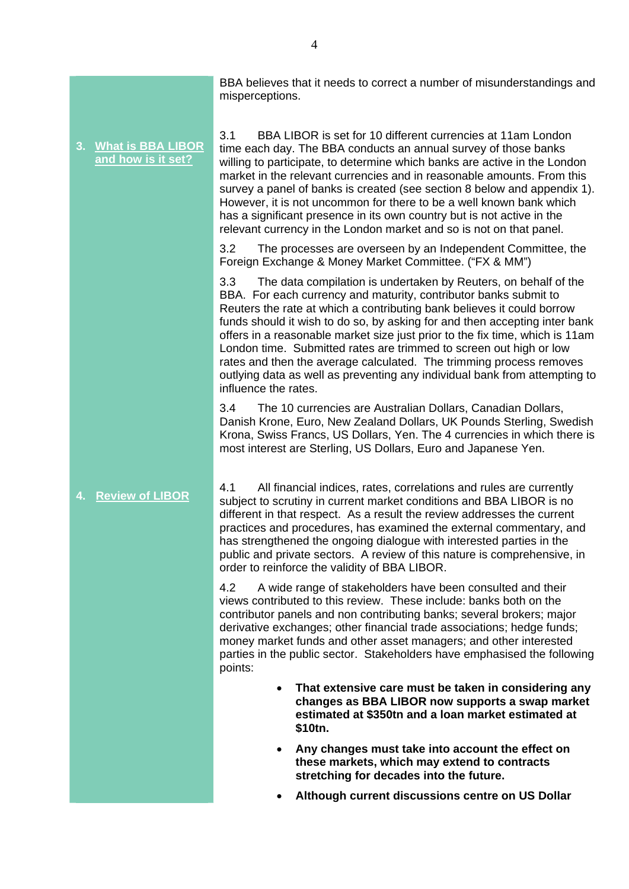BBA believes that it needs to correct a number of misunderstandings and misperceptions.

## 3. What is BBA LIBOR and how is it set?

3.1 BBA LIBOR is set for 10 different currencies at 11am London time each day. The BBA conducts an annual survey of those banks willing to participate, to determine which banks are active in the London market in the relevant currencies and in reasonable amounts. From this survey a panel of banks is created (see section 8 below and appendix 1). However, it is not uncommon for there to be a well known bank which has a significant presence in its own country but is not active in the relevant currency in the London market and so is not on that panel.

3.2 The processes are overseen by an Independent Committee, the Foreign Exchange & Money Market Committee. ("FX & MM")

3.3 The data compilation is undertaken by Reuters, on behalf of the BBA. For each currency and maturity, contributor banks submit to Reuters the rate at which a contributing bank believes it could borrow funds should it wish to do so, by asking for and then accepting inter bank offers in a reasonable market size just prior to the fix time, which is 11am London time. Submitted rates are trimmed to screen out high or low rates and then the average calculated. The trimming process removes outlying data as well as preventing any individual bank from attempting to influence the rates.

3.4 The 10 currencies are Australian Dollars, Canadian Dollars, Danish Krone, Euro, New Zealand Dollars, UK Pounds Sterling, Swedish Krona, Swiss Francs, US Dollars, Yen. The 4 currencies in which there is most interest are Sterling, US Dollars, Euro and Japanese Yen.

## 4. Review of LIBOR

4.1 All financial indices, rates, correlations and rules are currently subject to scrutiny in current market conditions and BBA LIBOR is no different in that respect. As a result the review addresses the current practices and procedures, has examined the external commentary, and has strengthened the ongoing dialogue with interested parties in the public and private sectors. A review of this nature is comprehensive, in order to reinforce the validity of BBA LIBOR.

4.2 A wide range of stakeholders have been consulted and their views contributed to this review. These include: banks both on the contributor panels and non contributing banks; several brokers; major derivative exchanges; other financial trade associations; hedge funds; money market funds and other asset managers; and other interested parties in the public sector. Stakeholders have emphasised the following points:

- **That extensive care must be taken in considering any changes as BBA LIBOR now supports a swap market estimated at $350tn and a loan market estimated at $10tn.**
- **Any changes must take into account the effect on these markets, which may extend to contracts stretching for decades into the future.**
- **Although current discussions centre on US Dollar**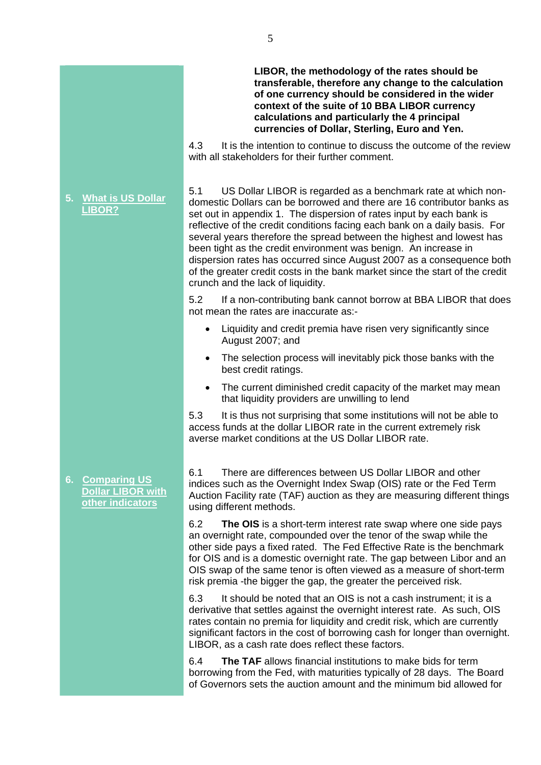**LIBOR, the methodology of the rates should be transferable, therefore any change to the calculation of one currency should be considered in the wider context of the suite of 10 BBA LIBOR currency calculations and particularly the 4 principal currencies of Dollar, Sterling, Euro and Yen.**

4.3 It is the intention to continue to discuss the outcome of the review with all stakeholders for their further comment.

## 5. What is US Dollar LIBOR?

5.1 US Dollar LIBOR is regarded as a benchmark rate at which non-domestic Dollars can be borrowed and there are 16 contributor banks as set out in appendix 1. The dispersion of rates input by each bank is reflective of the credit conditions facing each bank on a daily basis. For several years therefore the spread between the highest and lowest has been tight as the credit environment was benign. An increase in dispersion rates has occurred since August 2007 as a consequence both of the greater credit costs in the bank market since the start of the credit crunch and the lack of liquidity.

5.2 If a non-contributing bank cannot borrow at BBA LIBOR that does not mean the rates are inaccurate as:-

- Liquidity and credit premia have risen very significantly since August 2007; and
- The selection process will inevitably pick those banks with the best credit ratings.
- The current diminished credit capacity of the market may mean that liquidity providers are unwilling to lend

5.3 It is thus not surprising that some institutions will not be able to access funds at the dollar LIBOR rate in the current extremely risk averse market conditions at the US Dollar LIBOR rate.

## 6. Comparing US Dollar LIBOR with other indicators

6.1 There are differences between US Dollar LIBOR and other indices such as the Overnight Index Swap (OIS) rate or the Fed Term Auction Facility rate (TAF) auction as they are measuring different things using different methods.

6.2 **The OIS** is a short-term interest rate swap where one side pays an overnight rate, compounded over the tenor of the swap while the other side pays a fixed rated. The Fed Effective Rate is the benchmark for OIS and is a domestic overnight rate. The gap between Libor and an OIS swap of the same tenor is often viewed as a measure of short-term risk premia -the bigger the gap, the greater the perceived risk.

6.3 It should be noted that an OIS is not a cash instrument; it is a derivative that settles against the overnight interest rate. As such, OIS rates contain no premia for liquidity and credit risk, which are currently significant factors in the cost of borrowing cash for longer than overnight. LIBOR, as a cash rate does reflect these factors.

6.4 **The TAF** allows financial institutions to make bids for term borrowing from the Fed, with maturities typically of 28 days. The Board of Governors sets the auction amount and the minimum bid allowed for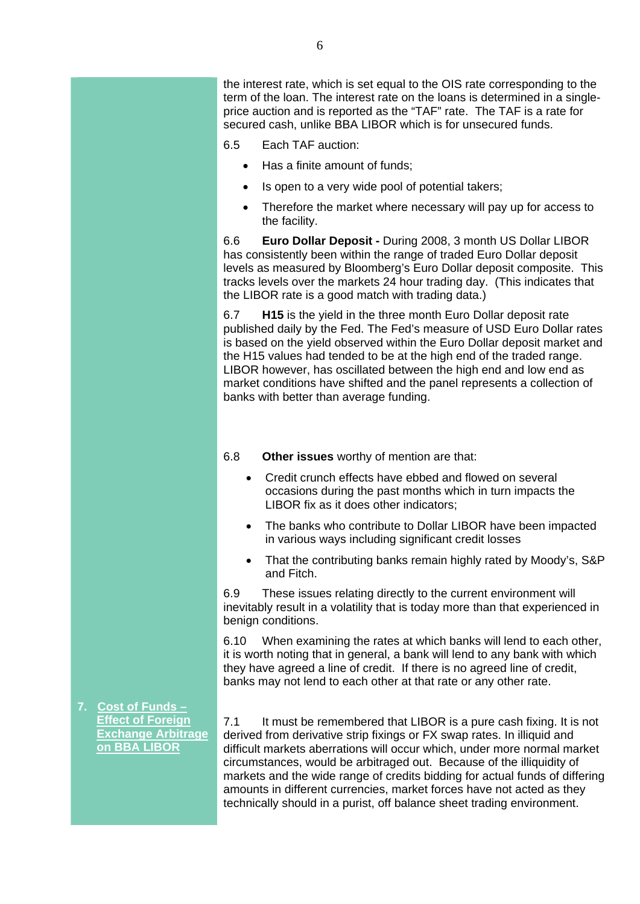the interest rate, which is set equal to the OIS rate corresponding to the term of the loan. The interest rate on the loans is determined in a single-price auction and is reported as the "TAF" rate. The TAF is a rate for secured cash, unlike BBA LIBOR which is for unsecured funds.

6.5 Each TAF auction:

- Has a finite amount of funds;
- Is open to a very wide pool of potential takers;
- Therefore the market where necessary will pay up for access to the facility.

6.6 **Euro Dollar Deposit -** During 2008, 3 month US Dollar LIBOR has consistently been within the range of traded Euro Dollar deposit levels as measured by Bloomberg's Euro Dollar deposit composite. This tracks levels over the markets 24 hour trading day. (This indicates that the LIBOR rate is a good match with trading data.)

6.7 **H15** is the yield in the three month Euro Dollar deposit rate published daily by the Fed. The Fed's measure of USD Euro Dollar rates is based on the yield observed within the Euro Dollar deposit market and the H15 values had tended to be at the high end of the traded range. LIBOR however, has oscillated between the high end and low end as market conditions have shifted and the panel represents a collection of banks with better than average funding.

6.8 **Other issues** worthy of mention are that:

- Credit crunch effects have ebbed and flowed on several occasions during the past months which in turn impacts the LIBOR fix as it does other indicators;
- The banks who contribute to Dollar LIBOR have been impacted in various ways including significant credit losses
- That the contributing banks remain highly rated by Moody's, S&P and Fitch.

6.9 These issues relating directly to the current environment will inevitably result in a volatility that is today more than that experienced in benign conditions.

6.10 When examining the rates at which banks will lend to each other, it is worth noting that in general, a bank will lend to any bank with which they have agreed a line of credit. If there is no agreed line of credit, banks may not lend to each other at that rate or any other rate.

## 7. Cost of Funds – Effect of Foreign Exchange Arbitrage on BBA LIBOR

7.1 It must be remembered that LIBOR is a pure cash fixing. It is not derived from derivative strip fixings or FX swap rates. In illiquid and difficult markets aberrations will occur which, under more normal market circumstances, would be arbitraged out. Because of the illiquidity of markets and the wide range of credits bidding for actual funds of differing amounts in different currencies, market forces have not acted as they technically should in a purist, off balance sheet trading environment.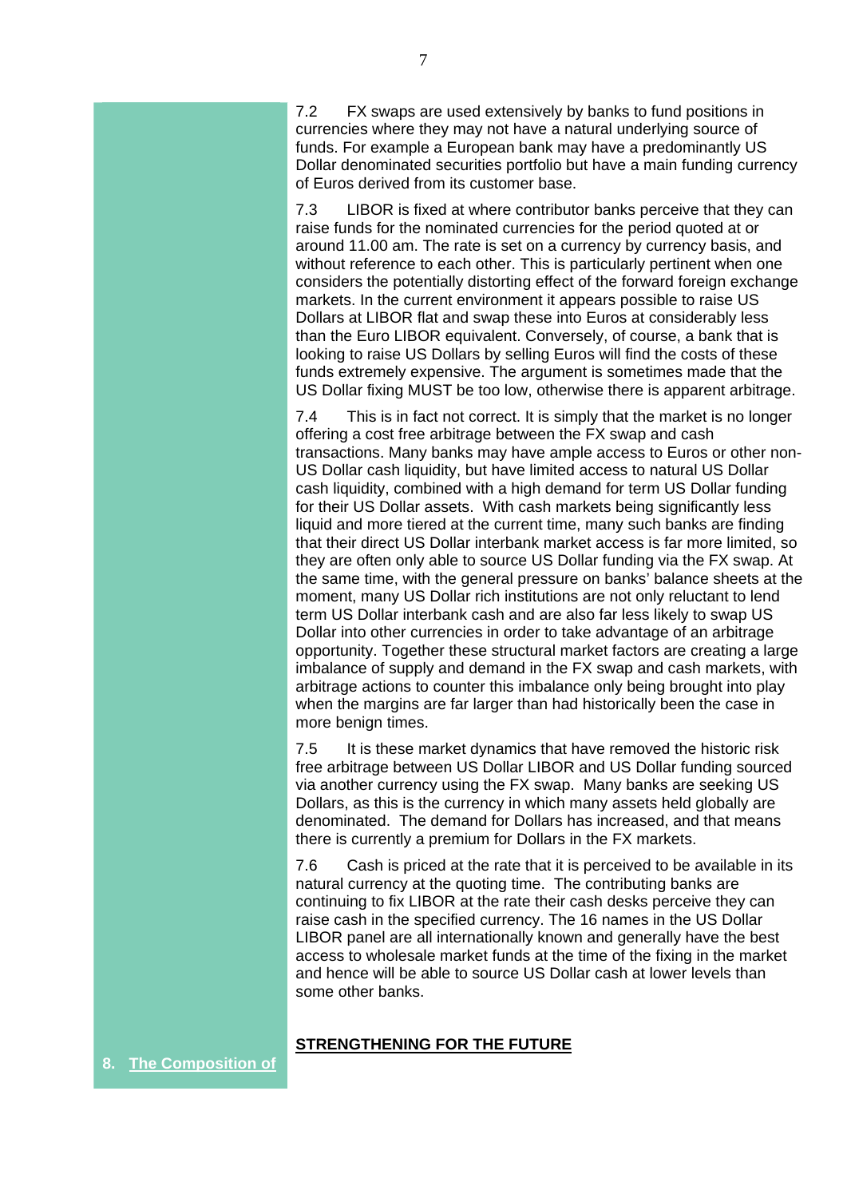7.2 FX swaps are used extensively by banks to fund positions in currencies where they may not have a natural underlying source of funds. For example a European bank may have a predominantly US Dollar denominated securities portfolio but have a main funding currency of Euros derived from its customer base.

7.3 LIBOR is fixed at where contributor banks perceive that they can raise funds for the nominated currencies for the period quoted at or around 11.00 am. The rate is set on a currency by currency basis, and without reference to each other. This is particularly pertinent when one considers the potentially distorting effect of the forward foreign exchange markets. In the current environment it appears possible to raise US Dollars at LIBOR flat and swap these into Euros at considerably less than the Euro LIBOR equivalent. Conversely, of course, a bank that is looking to raise US Dollars by selling Euros will find the costs of these funds extremely expensive. The argument is sometimes made that the US Dollar fixing MUST be too low, otherwise there is apparent arbitrage.

7.4 This is in fact not correct. It is simply that the market is no longer offering a cost free arbitrage between the FX swap and cash transactions. Many banks may have ample access to Euros or other non-US Dollar cash liquidity, but have limited access to natural US Dollar cash liquidity, combined with a high demand for term US Dollar funding for their US Dollar assets. With cash markets being significantly less liquid and more tiered at the current time, many such banks are finding that their direct US Dollar interbank market access is far more limited, so they are often only able to source US Dollar funding via the FX swap. At the same time, with the general pressure on banks' balance sheets at the moment, many US Dollar rich institutions are not only reluctant to lend term US Dollar interbank cash and are also far less likely to swap US Dollar into other currencies in order to take advantage of an arbitrage opportunity. Together these structural market factors are creating a large imbalance of supply and demand in the FX swap and cash markets, with arbitrage actions to counter this imbalance only being brought into play when the margins are far larger than had historically been the case in more benign times.

7.5 It is these market dynamics that have removed the historic risk free arbitrage between US Dollar LIBOR and US Dollar funding sourced via another currency using the FX swap. Many banks are seeking US Dollars, as this is the currency in which many assets held globally are denominated. The demand for Dollars has increased, and that means there is currently a premium for Dollars in the FX markets.

7.6 Cash is priced at the rate that it is perceived to be available in its natural currency at the quoting time. The contributing banks are continuing to fix LIBOR at the rate their cash desks perceive they can raise cash in the specified currency. The 16 names in the US Dollar LIBOR panel are all internationally known and generally have the best access to wholesale market funds at the time of the fixing in the market and hence will be able to source US Dollar cash at lower levels than some other banks.

## STRENGTHENING FOR THE FUTURE

**8. The Composition of**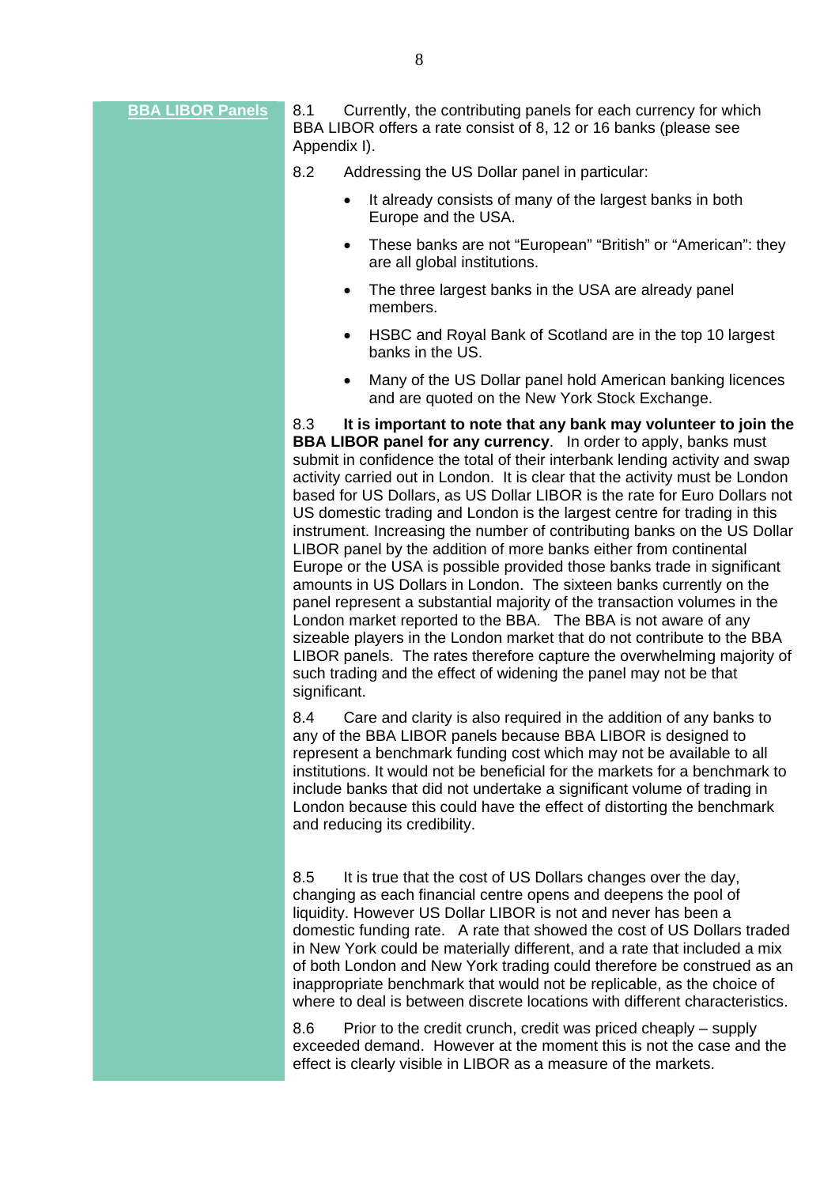## BBA LIBOR Panels

8.1 Currently, the contributing panels for each currency for which BBA LIBOR offers a rate consist of 8, 12 or 16 banks (please see Appendix I).

8.2 Addressing the US Dollar panel in particular:

- It already consists of many of the largest banks in both Europe and the USA.
- These banks are not "European" "British" or "American": they are all global institutions.
- The three largest banks in the USA are already panel members.
- HSBC and Royal Bank of Scotland are in the top 10 largest banks in the US.
- Many of the US Dollar panel hold American banking licences and are quoted on the New York Stock Exchange.

8.3 **It is important to note that any bank may volunteer to join the BBA LIBOR panel for any currency**. In order to apply, banks must submit in confidence the total of their interbank lending activity and swap activity carried out in London. It is clear that the activity must be London based for US Dollars, as US Dollar LIBOR is the rate for Euro Dollars not US domestic trading and London is the largest centre for trading in this instrument. Increasing the number of contributing banks on the US Dollar LIBOR panel by the addition of more banks either from continental Europe or the USA is possible provided those banks trade in significant amounts in US Dollars in London. The sixteen banks currently on the panel represent a substantial majority of the transaction volumes in the London market reported to the BBA. The BBA is not aware of any sizeable players in the London market that do not contribute to the BBA LIBOR panels. The rates therefore capture the overwhelming majority of such trading and the effect of widening the panel may not be that significant.

8.4 Care and clarity is also required in the addition of any banks to any of the BBA LIBOR panels because BBA LIBOR is designed to represent a benchmark funding cost which may not be available to all institutions. It would not be beneficial for the markets for a benchmark to include banks that did not undertake a significant volume of trading in London because this could have the effect of distorting the benchmark and reducing its credibility.

8.5 It is true that the cost of US Dollars changes over the day, changing as each financial centre opens and deepens the pool of liquidity. However US Dollar LIBOR is not and never has been a domestic funding rate. A rate that showed the cost of US Dollars traded in New York could be materially different, and a rate that included a mix of both London and New York trading could therefore be construed as an inappropriate benchmark that would not be replicable, as the choice of where to deal is between discrete locations with different characteristics.

8.6 Prior to the credit crunch, credit was priced cheaply – supply exceeded demand. However at the moment this is not the case and the effect is clearly visible in LIBOR as a measure of the markets.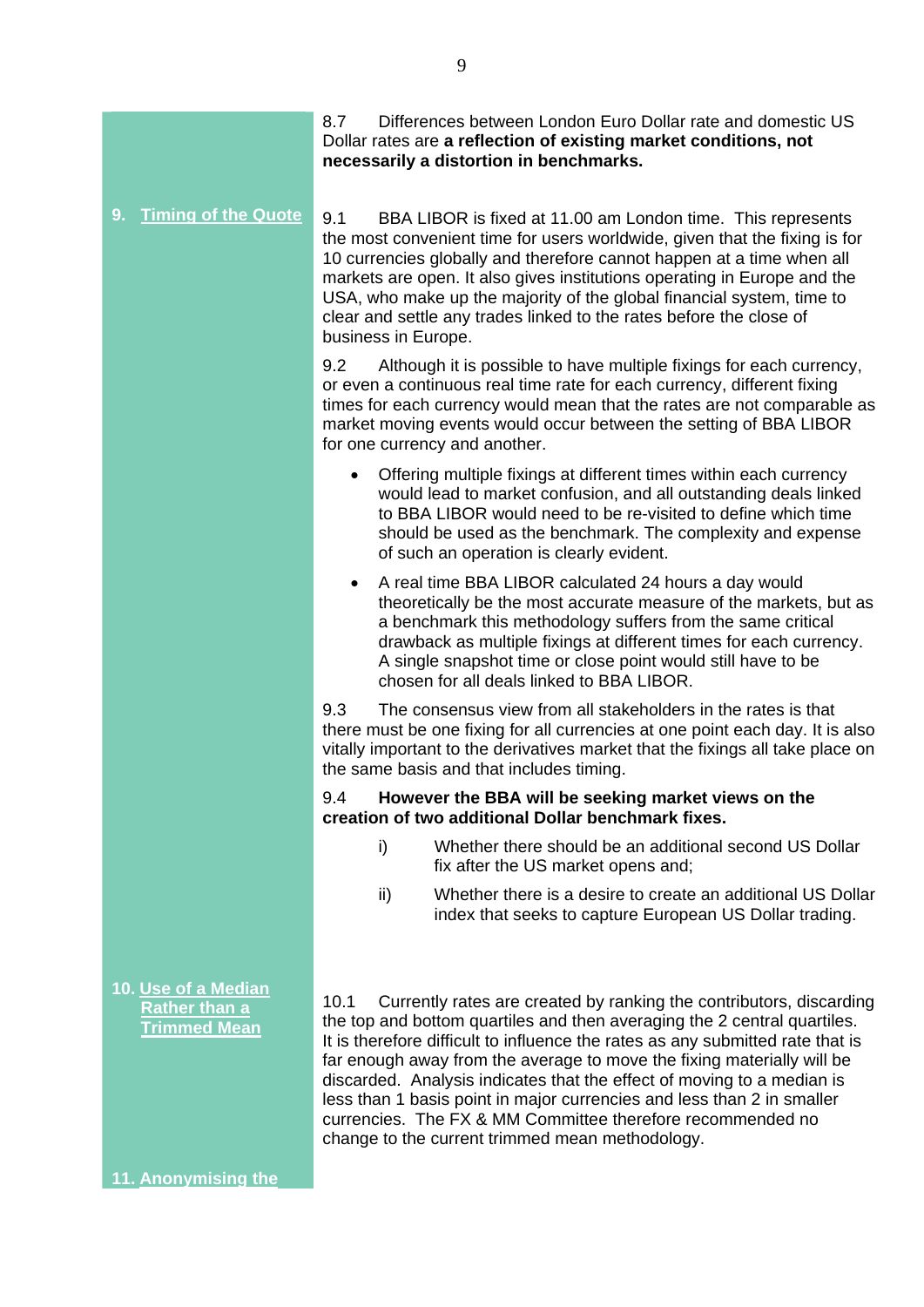8.7 Differences between London Euro Dollar rate and domestic US Dollar rates are **a reflection of existing market conditions, not necessarily a distortion in benchmarks.**

## 9. Timing of the Quote

9.1 BBA LIBOR is fixed at 11.00 am London time. This represents the most convenient time for users worldwide, given that the fixing is for 10 currencies globally and therefore cannot happen at a time when all markets are open. It also gives institutions operating in Europe and the USA, who make up the majority of the global financial system, time to clear and settle any trades linked to the rates before the close of business in Europe.

9.2 Although it is possible to have multiple fixings for each currency, or even a continuous real time rate for each currency, different fixing times for each currency would mean that the rates are not comparable as market moving events would occur between the setting of BBA LIBOR for one currency and another.

- Offering multiple fixings at different times within each currency would lead to market confusion, and all outstanding deals linked to BBA LIBOR would need to be re-visited to define which time should be used as the benchmark. The complexity and expense of such an operation is clearly evident.
- A real time BBA LIBOR calculated 24 hours a day would theoretically be the most accurate measure of the markets, but as a benchmark this methodology suffers from the same critical drawback as multiple fixings at different times for each currency. A single snapshot time or close point would still have to be chosen for all deals linked to BBA LIBOR.

9.3 The consensus view from all stakeholders in the rates is that there must be one fixing for all currencies at one point each day. It is also vitally important to the derivatives market that the fixings all take place on the same basis and that includes timing.

9.4 **However the BBA will be seeking market views on the creation of two additional Dollar benchmark fixes.**

i) Whether there should be an additional second US Dollar fix after the US market opens and;

ii) Whether there is a desire to create an additional US Dollar index that seeks to capture European US Dollar trading.

## 10. Use of a Median Rather than a Trimmed Mean

10.1 Currently rates are created by ranking the contributors, discarding the top and bottom quartiles and then averaging the 2 central quartiles. It is therefore difficult to influence the rates as any submitted rate that is far enough away from the average to move the fixing materially will be discarded. Analysis indicates that the effect of moving to a median is less than 1 basis point in major currencies and less than 2 in smaller currencies. The FX & MM Committee therefore recommended no change to the current trimmed mean methodology.

## 11. Anonymising the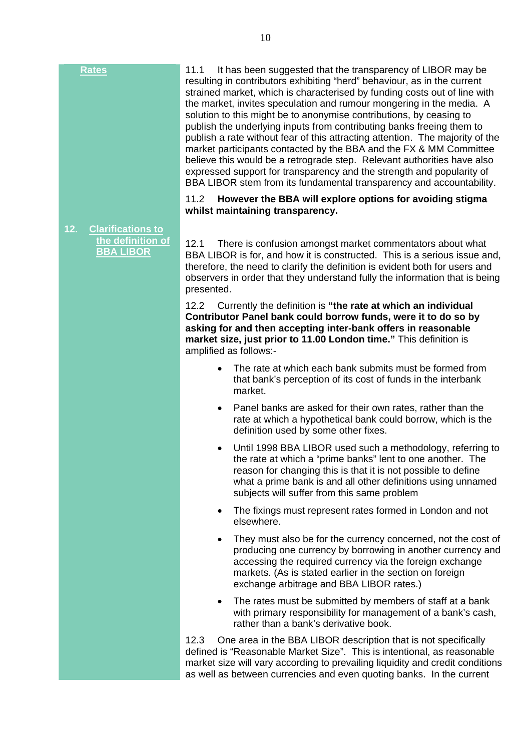## Rates

11.1 It has been suggested that the transparency of LIBOR may be resulting in contributors exhibiting “herd” behaviour, as in the current strained market, which is characterised by funding costs out of line with the market, invites speculation and rumour mongering in the media. A solution to this might be to anonymise contributions, by ceasing to publish the underlying inputs from contributing banks freeing them to publish a rate without fear of this attracting attention. The majority of the market participants contacted by the BBA and the FX & MM Committee believe this would be a retrograde step. Relevant authorities have also expressed support for transparency and the strength and popularity of BBA LIBOR stem from its fundamental transparency and accountability.

11.2 **However the BBA will explore options for avoiding stigma whilst maintaining transparency.**

## 12. Clarifications to the definition of BBA LIBOR

12.1 There is confusion amongst market commentators about what BBA LIBOR is for, and how it is constructed. This is a serious issue and, therefore, the need to clarify the definition is evident both for users and observers in order that they understand fully the information that is being presented.

12.2 Currently the definition is **“the rate at which an individual Contributor Panel bank could borrow funds, were it to do so by asking for and then accepting inter-bank offers in reasonable market size, just prior to 11.00 London time.”** This definition is amplified as follows:-

- The rate at which each bank submits must be formed from that bank’s perception of its cost of funds in the interbank market.
- Panel banks are asked for their own rates, rather than the rate at which a hypothetical bank could borrow, which is the definition used by some other fixes.
- Until 1998 BBA LIBOR used such a methodology, referring to the rate at which a “prime banks” lent to one another. The reason for changing this is that it is not possible to define what a prime bank is and all other definitions using unnamed subjects will suffer from this same problem
- The fixings must represent rates formed in London and not elsewhere.
- They must also be for the currency concerned, not the cost of producing one currency by borrowing in another currency and accessing the required currency via the foreign exchange markets. (As is stated earlier in the section on foreign exchange arbitrage and BBA LIBOR rates.)
- The rates must be submitted by members of staff at a bank with primary responsibility for management of a bank’s cash, rather than a bank’s derivative book.

12.3 One area in the BBA LIBOR description that is not specifically defined is “Reasonable Market Size”. This is intentional, as reasonable market size will vary according to prevailing liquidity and credit conditions as well as between currencies and even quoting banks. In the current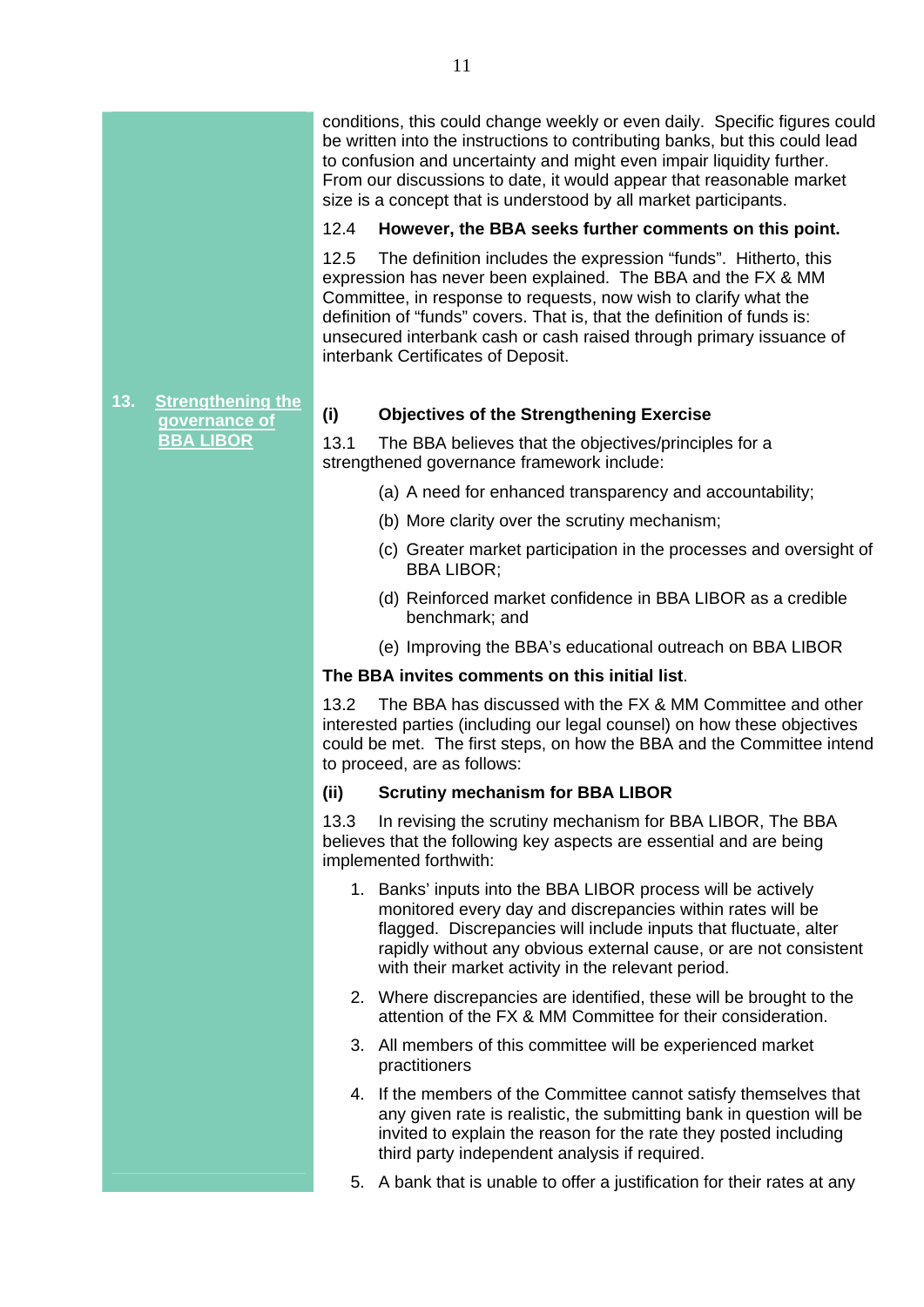conditions, this could change weekly or even daily. Specific figures could be written into the instructions to contributing banks, but this could lead to confusion and uncertainty and might even impair liquidity further. From our discussions to date, it would appear that reasonable market size is a concept that is understood by all market participants.

12.4 **However, the BBA seeks further comments on this point.**

12.5 The definition includes the expression "funds". Hitherto, this expression has never been explained. The BBA and the FX & MM Committee, in response to requests, now wish to clarify what the definition of "funds" covers. That is, that the definition of funds is: unsecured interbank cash or cash raised through primary issuance of interbank Certificates of Deposit.

## 13. Strengthening the governance of BBA LIBOR

### (i) Objectives of the Strengthening Exercise

13.1 The BBA believes that the objectives/principles for a strengthened governance framework include:

(a) A need for enhanced transparency and accountability;

(b) More clarity over the scrutiny mechanism;

(c) Greater market participation in the processes and oversight of BBA LIBOR;

(d) Reinforced market confidence in BBA LIBOR as a credible benchmark; and

(e) Improving the BBA's educational outreach on BBA LIBOR

**The BBA invites comments on this initial list**.

13.2 The BBA has discussed with the FX & MM Committee and other interested parties (including our legal counsel) on how these objectives could be met. The first steps, on how the BBA and the Committee intend to proceed, are as follows:

### (ii) Scrutiny mechanism for BBA LIBOR

13.3 In revising the scrutiny mechanism for BBA LIBOR, The BBA believes that the following key aspects are essential and are being implemented forthwith:

1. Banks' inputs into the BBA LIBOR process will be actively monitored every day and discrepancies within rates will be flagged. Discrepancies will include inputs that fluctuate, alter rapidly without any obvious external cause, or are not consistent with their market activity in the relevant period.
2. Where discrepancies are identified, these will be brought to the attention of the FX & MM Committee for their consideration.
3. All members of this committee will be experienced market practitioners
4. If the members of the Committee cannot satisfy themselves that any given rate is realistic, the submitting bank in question will be invited to explain the reason for the rate they posted including third party independent analysis if required.
5. A bank that is unable to offer a justification for their rates at any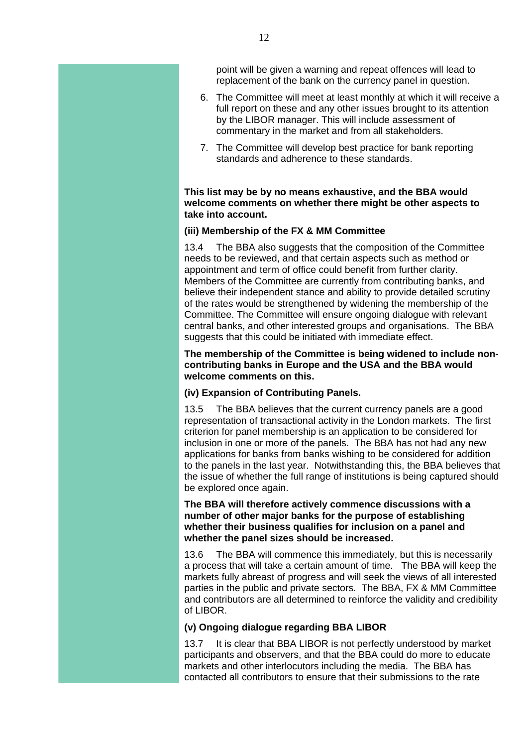point will be given a warning and repeat offences will lead to replacement of the bank on the currency panel in question.

6. The Committee will meet at least monthly at which it will receive a full report on these and any other issues brought to its attention by the LIBOR manager. This will include assessment of commentary in the market and from all stakeholders.
7. The Committee will develop best practice for bank reporting standards and adherence to these standards.

**This list may be by no means exhaustive, and the BBA would welcome comments on whether there might be other aspects to take into account.**

**(iii) Membership of the FX & MM Committee**

13.4 The BBA also suggests that the composition of the Committee needs to be reviewed, and that certain aspects such as method or appointment and term of office could benefit from further clarity. Members of the Committee are currently from contributing banks, and believe their independent stance and ability to provide detailed scrutiny of the rates would be strengthened by widening the membership of the Committee. The Committee will ensure ongoing dialogue with relevant central banks, and other interested groups and organisations. The BBA suggests that this could be initiated with immediate effect.

**The membership of the Committee is being widened to include non-contributing banks in Europe and the USA and the BBA would welcome comments on this.**

**(iv) Expansion of Contributing Panels.**

13.5 The BBA believes that the current currency panels are a good representation of transactional activity in the London markets. The first criterion for panel membership is an application to be considered for inclusion in one or more of the panels. The BBA has not had any new applications for banks from banks wishing to be considered for addition to the panels in the last year. Notwithstanding this, the BBA believes that the issue of whether the full range of institutions is being captured should be explored once again.

**The BBA will therefore actively commence discussions with a number of other major banks for the purpose of establishing whether their business qualifies for inclusion on a panel and whether the panel sizes should be increased.**

13.6 The BBA will commence this immediately, but this is necessarily a process that will take a certain amount of time. The BBA will keep the markets fully abreast of progress and will seek the views of all interested parties in the public and private sectors. The BBA, FX & MM Committee and contributors are all determined to reinforce the validity and credibility of LIBOR.

**(v) Ongoing dialogue regarding BBA LIBOR**

13.7 It is clear that BBA LIBOR is not perfectly understood by market participants and observers, and that the BBA could do more to educate markets and other interlocutors including the media. The BBA has contacted all contributors to ensure that their submissions to the rate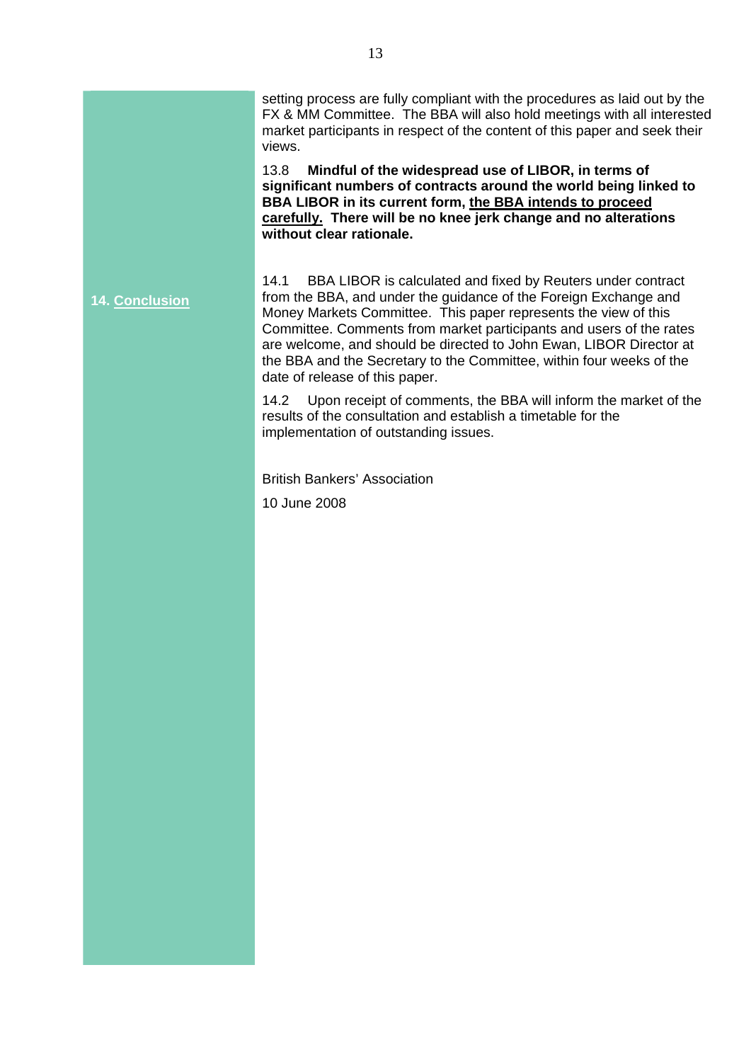setting process are fully compliant with the procedures as laid out by the FX & MM Committee. The BBA will also hold meetings with all interested market participants in respect of the content of this paper and seek their views.

13.8 **Mindful of the widespread use of LIBOR, in terms of significant numbers of contracts around the world being linked to BBA LIBOR in its current form, <u>the BBA intends to proceed carefully.</u> There will be no knee jerk change and no alterations without clear rationale.**

## 14. Conclusion

14.1 BBA LIBOR is calculated and fixed by Reuters under contract from the BBA, and under the guidance of the Foreign Exchange and Money Markets Committee. This paper represents the view of this Committee. Comments from market participants and users of the rates are welcome, and should be directed to John Ewan, LIBOR Director at the BBA and the Secretary to the Committee, within four weeks of the date of release of this paper.

14.2 Upon receipt of comments, the BBA will inform the market of the results of the consultation and establish a timetable for the implementation of outstanding issues.

British Bankers' Association

10 June 2008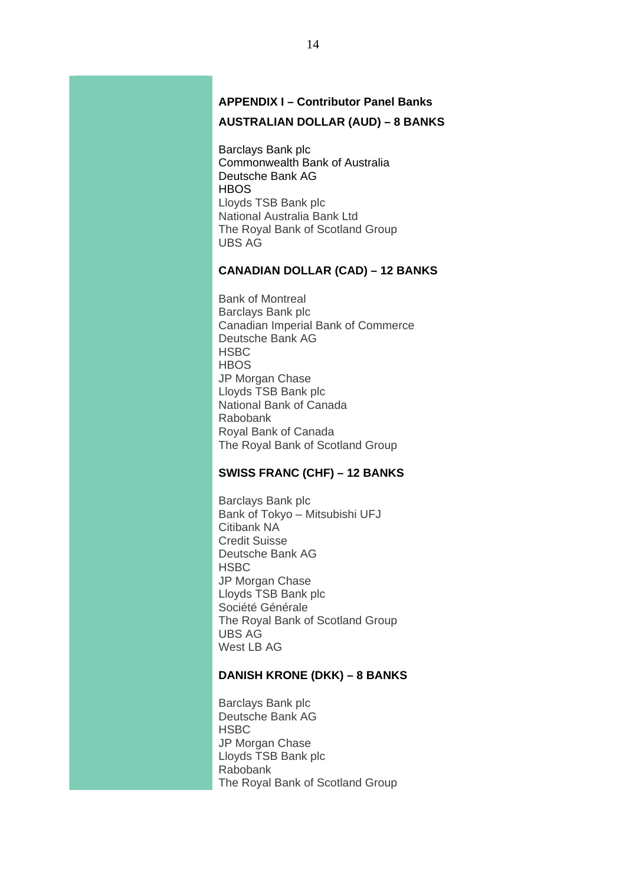## APPENDIX I – Contributor Panel Banks

### AUSTRALIAN DOLLAR (AUD) – 8 BANKS

Barclays Bank plc
Commonwealth Bank of Australia
Deutsche Bank AG
HBOS
Lloyds TSB Bank plc
National Australia Bank Ltd
The Royal Bank of Scotland Group
UBS AG

### CANADIAN DOLLAR (CAD) – 12 BANKS

Bank of Montreal
Barclays Bank plc
Canadian Imperial Bank of Commerce
Deutsche Bank AG
HSBC
HBOS
JP Morgan Chase
Lloyds TSB Bank plc
National Bank of Canada
Rabobank
Royal Bank of Canada
The Royal Bank of Scotland Group

### SWISS FRANC (CHF) – 12 BANKS

Barclays Bank plc
Bank of Tokyo – Mitsubishi UFJ
Citibank NA
Credit Suisse
Deutsche Bank AG
HSBC
JP Morgan Chase
Lloyds TSB Bank plc
Société Générale
The Royal Bank of Scotland Group
UBS AG
West LB AG

### DANISH KRONE (DKK) – 8 BANKS

Barclays Bank plc
Deutsche Bank AG
HSBC
JP Morgan Chase
Lloyds TSB Bank plc
Rabobank
The Royal Bank of Scotland Group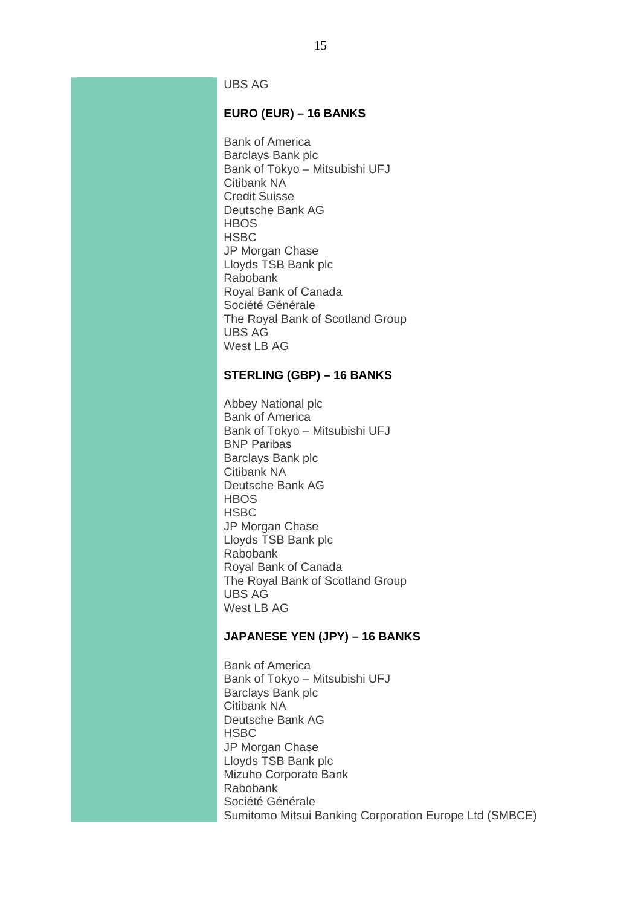UBS AG

**EURO (EUR) – 16 BANKS**

Bank of America
Barclays Bank plc
Bank of Tokyo – Mitsubishi UFJ
Citibank NA
Credit Suisse
Deutsche Bank AG
HBOS
HSBC
JP Morgan Chase
Lloyds TSB Bank plc
Rabobank
Royal Bank of Canada
Société Générale
The Royal Bank of Scotland Group
UBS AG
West LB AG

**STERLING (GBP) – 16 BANKS**

Abbey National plc
Bank of America
Bank of Tokyo – Mitsubishi UFJ
BNP Paribas
Barclays Bank plc
Citibank NA
Deutsche Bank AG
HBOS
HSBC
JP Morgan Chase
Lloyds TSB Bank plc
Rabobank
Royal Bank of Canada
The Royal Bank of Scotland Group
UBS AG
West LB AG

**JAPANESE YEN (JPY) – 16 BANKS**

Bank of America
Bank of Tokyo – Mitsubishi UFJ
Barclays Bank plc
Citibank NA
Deutsche Bank AG
HSBC
JP Morgan Chase
Lloyds TSB Bank plc
Mizuho Corporate Bank
Rabobank
Société Générale
Sumitomo Mitsui Banking Corporation Europe Ltd (SMBCE)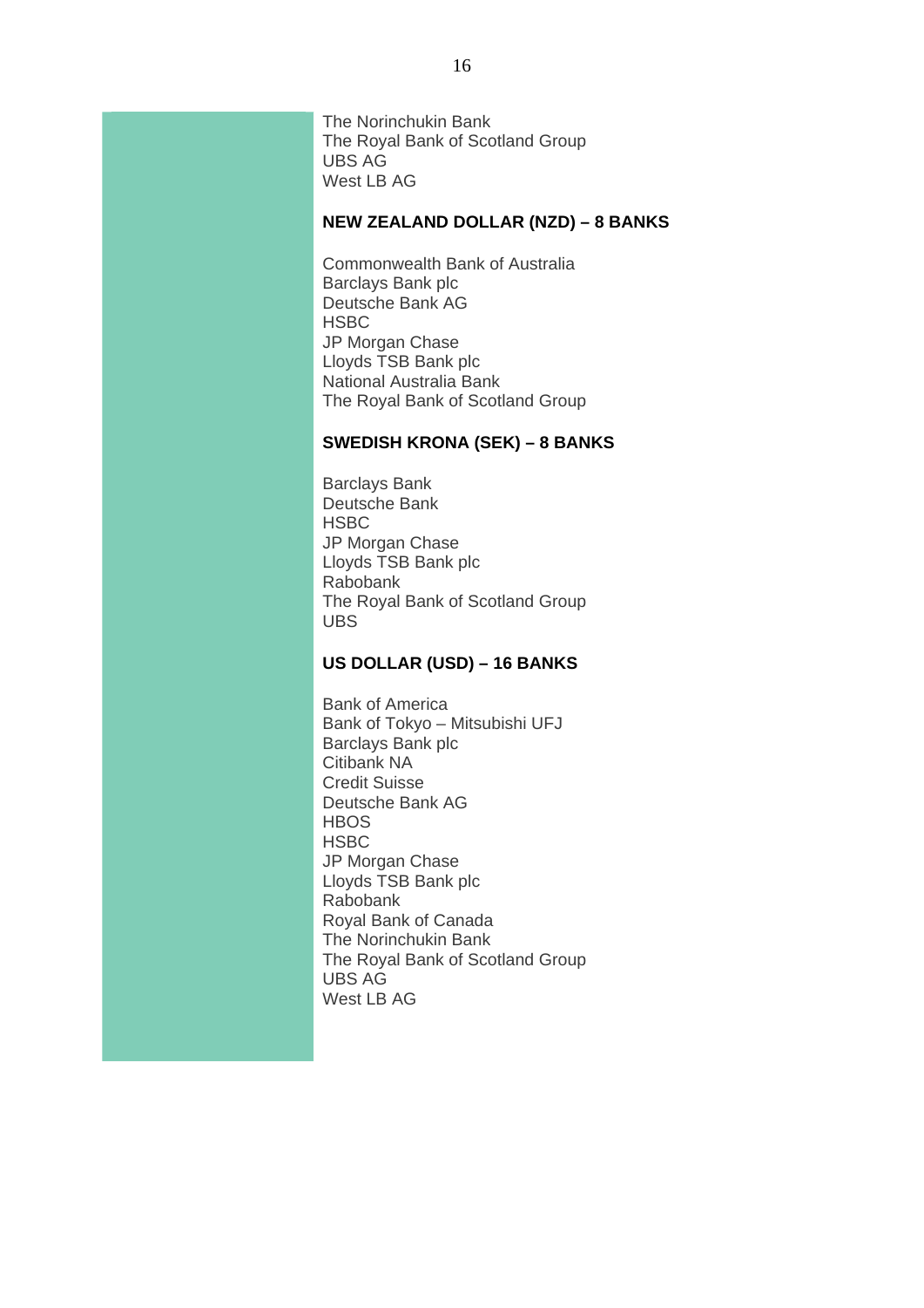The Norinchukin Bank
The Royal Bank of Scotland Group
UBS AG
West LB AG

**NEW ZEALAND DOLLAR (NZD) – 8 BANKS**

Commonwealth Bank of Australia
Barclays Bank plc
Deutsche Bank AG
HSBC
JP Morgan Chase
Lloyds TSB Bank plc
National Australia Bank
The Royal Bank of Scotland Group

**SWEDISH KRONA (SEK) – 8 BANKS**

Barclays Bank
Deutsche Bank
HSBC
JP Morgan Chase
Lloyds TSB Bank plc
Rabobank
The Royal Bank of Scotland Group
UBS

**US DOLLAR (USD) – 16 BANKS**

Bank of America
Bank of Tokyo – Mitsubishi UFJ
Barclays Bank plc
Citibank NA
Credit Suisse
Deutsche Bank AG
HBOS
HSBC
JP Morgan Chase
Lloyds TSB Bank plc
Rabobank
Royal Bank of Canada
The Norinchukin Bank
The Royal Bank of Scotland Group
UBS AG
West LB AG